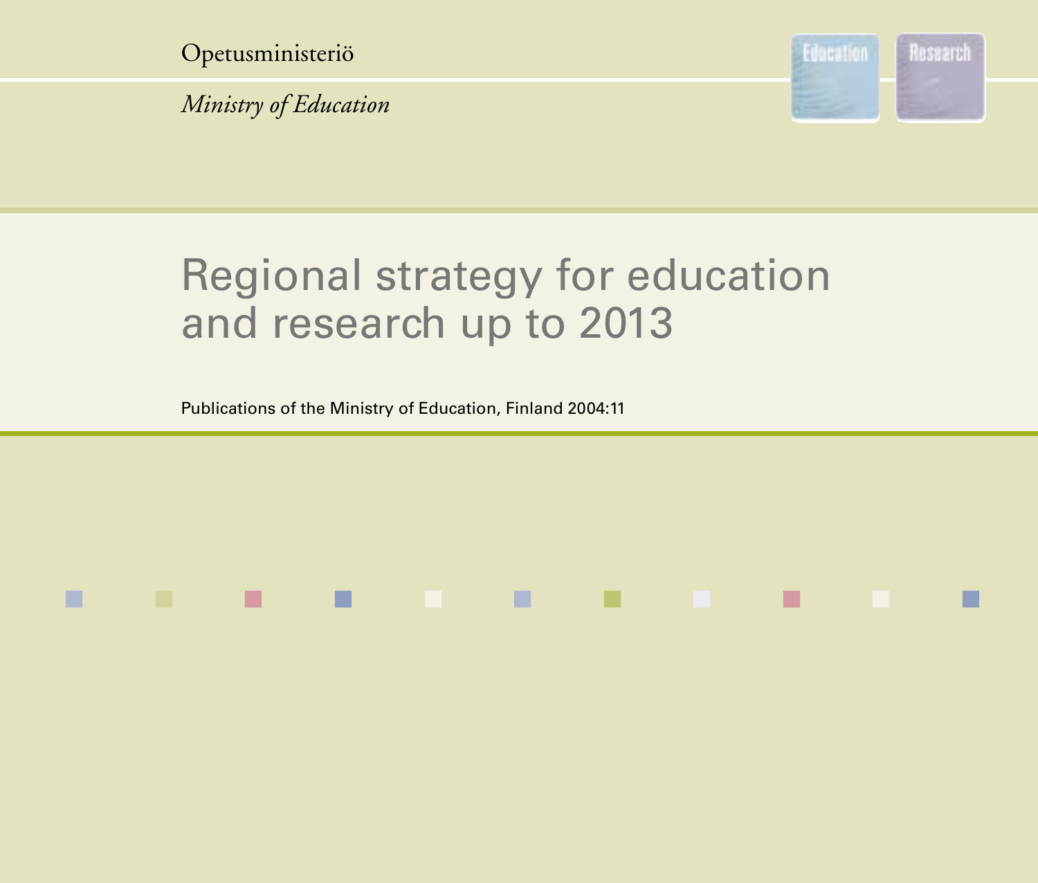Opetusministeriö

*Ministry of Education*

# Regional strategy for education and research up to 2013

Publications of the Ministry of Education, Finland 2004:11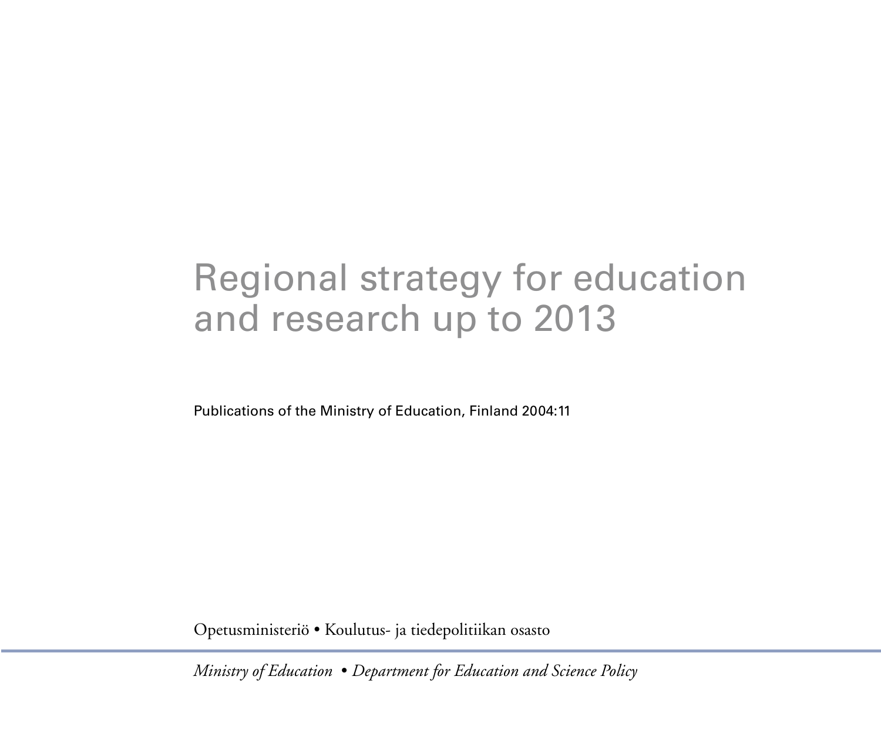# Regional strategy for education and research up to 2013

Publications of the Ministry of Education, Finland 2004:11

Opetusministeriö • Koulutus- ja tiedepolitiikan osasto

*Ministry of Education • Department for Education and Science Policy*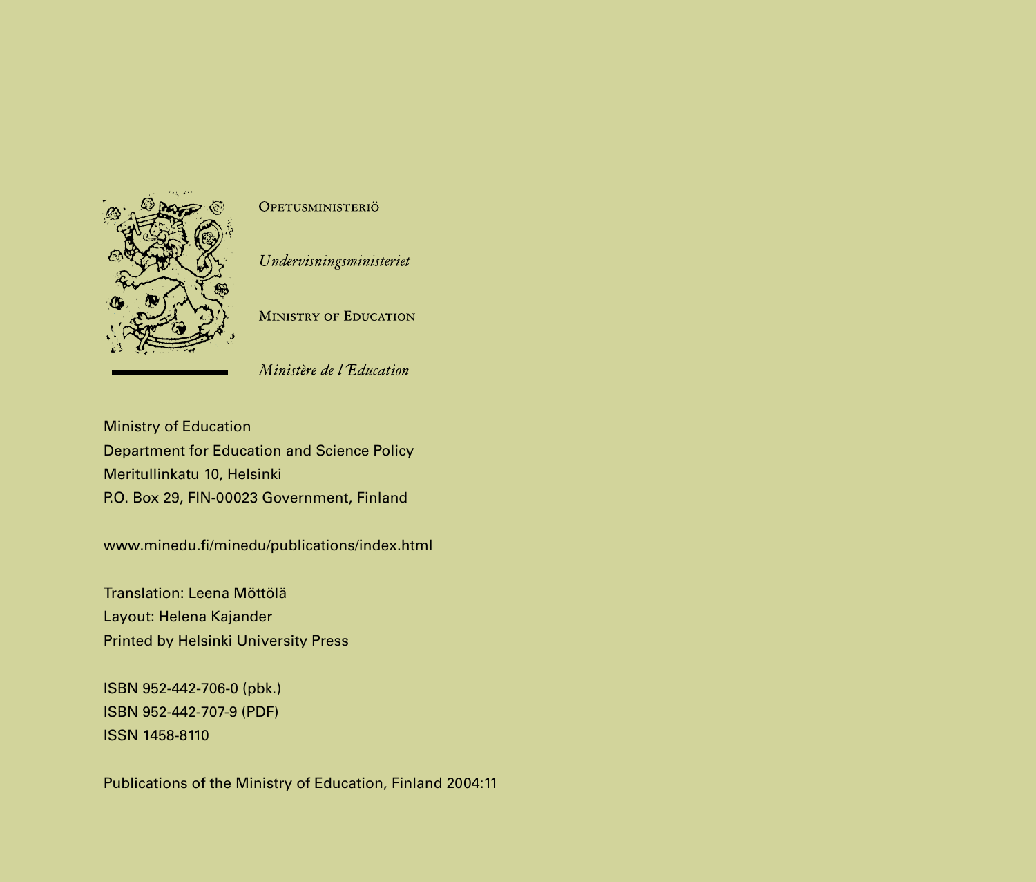OPETUSMINISTERIÖ

*Undervisningsministeriet*

MINISTRY OF EDUCATION

*Ministère de l'Education*

Ministry of Education
Department for Education and Science Policy
Meritullinkatu 10, Helsinki
P.O. Box 29, FIN-00023 Government, Finland

www.minedu.fi/minedu/publications/index.html

Translation: Leena Möttölä
Layout: Helena Kajander
Printed by Helsinki University Press

ISBN 952-442-706-0 (pbk.)
ISBN 952-442-707-9 (PDF)
ISSN 1458-8110

Publications of the Ministry of Education, Finland 2004:11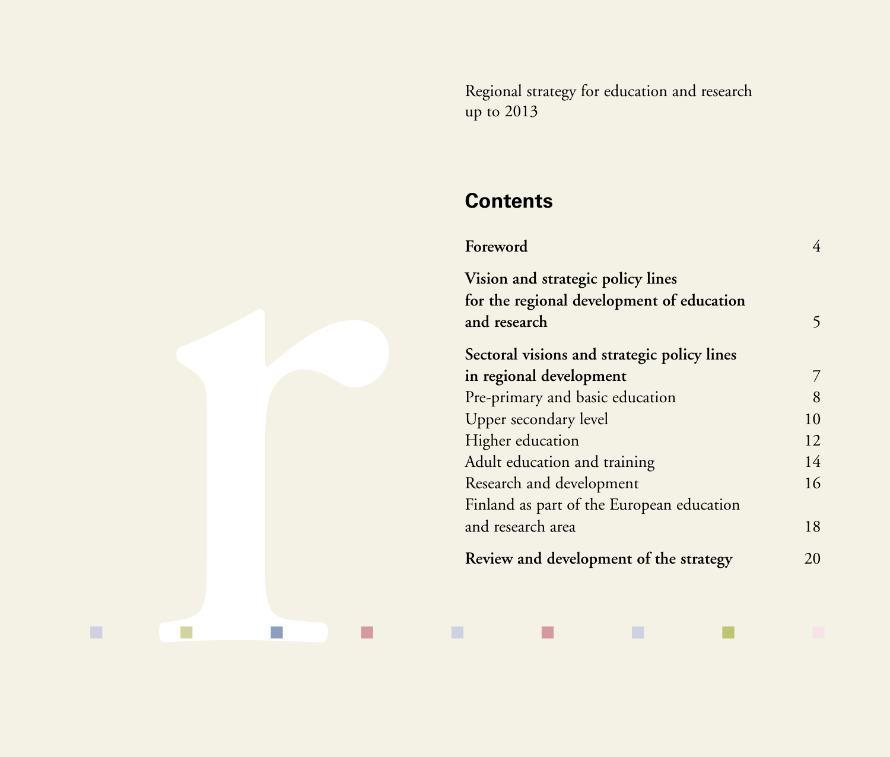Regional strategy for education and research up to 2013

## Contents

| | |
|---|---|
| **Foreword** | 4 |
| **Vision and strategic policy lines for the regional development of education and research** | 5 |
| **Sectoral visions and strategic policy lines in regional development** | 7 |
| Pre-primary and basic education | 8 |
| Upper secondary level | 10 |
| Higher education | 12 |
| Adult education and training | 14 |
| Research and development | 16 |
| Finland as part of the European education and research area | 18 |
| **Review and development of the strategy** | 20 |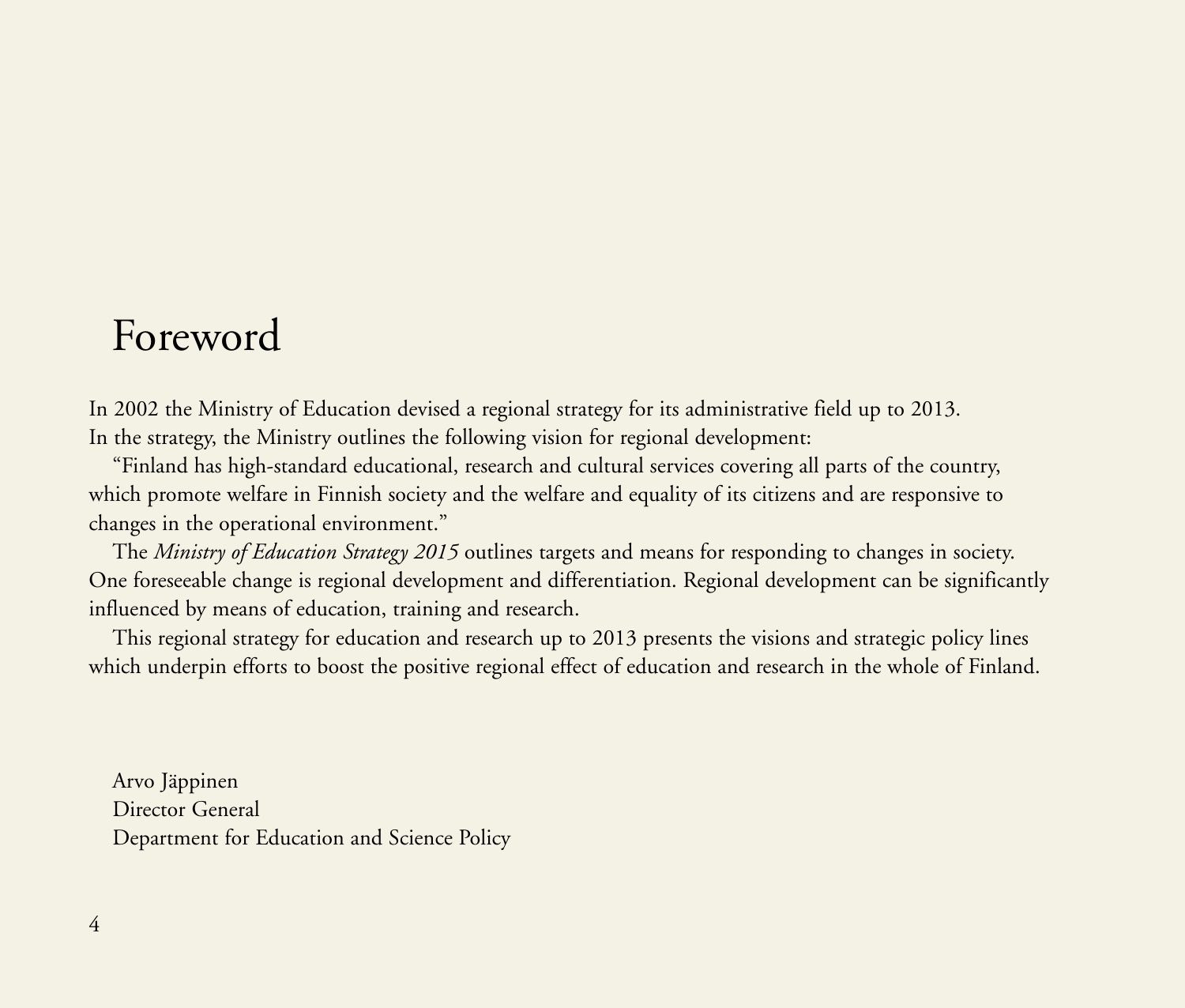# Foreword

In 2002 the Ministry of Education devised a regional strategy for its administrative field up to 2013. In the strategy, the Ministry outlines the following vision for regional development:

"Finland has high-standard educational, research and cultural services covering all parts of the country, which promote welfare in Finnish society and the welfare and equality of its citizens and are responsive to changes in the operational environment."

The *Ministry of Education Strategy 2015* outlines targets and means for responding to changes in society. One foreseeable change is regional development and differentiation. Regional development can be significantly influenced by means of education, training and research.

This regional strategy for education and research up to 2013 presents the visions and strategic policy lines which underpin efforts to boost the positive regional effect of education and research in the whole of Finland.

Arvo Jäppinen
Director General
Department for Education and Science Policy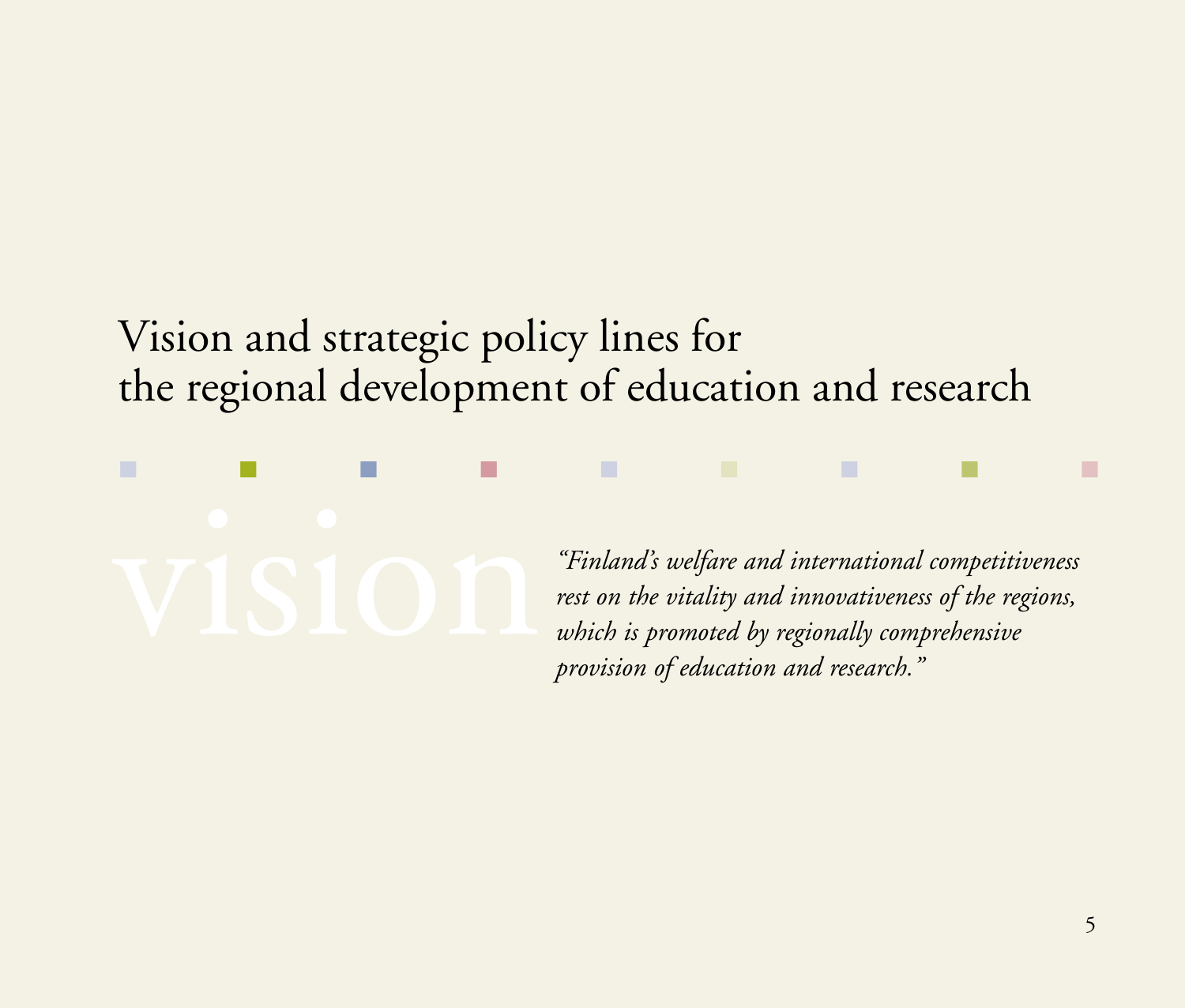# Vision and strategic policy lines for the regional development of education and research

vision

*"Finland's welfare and international competitiveness rest on the vitality and innovativeness of the regions, which is promoted by regionally comprehensive provision of education and research."*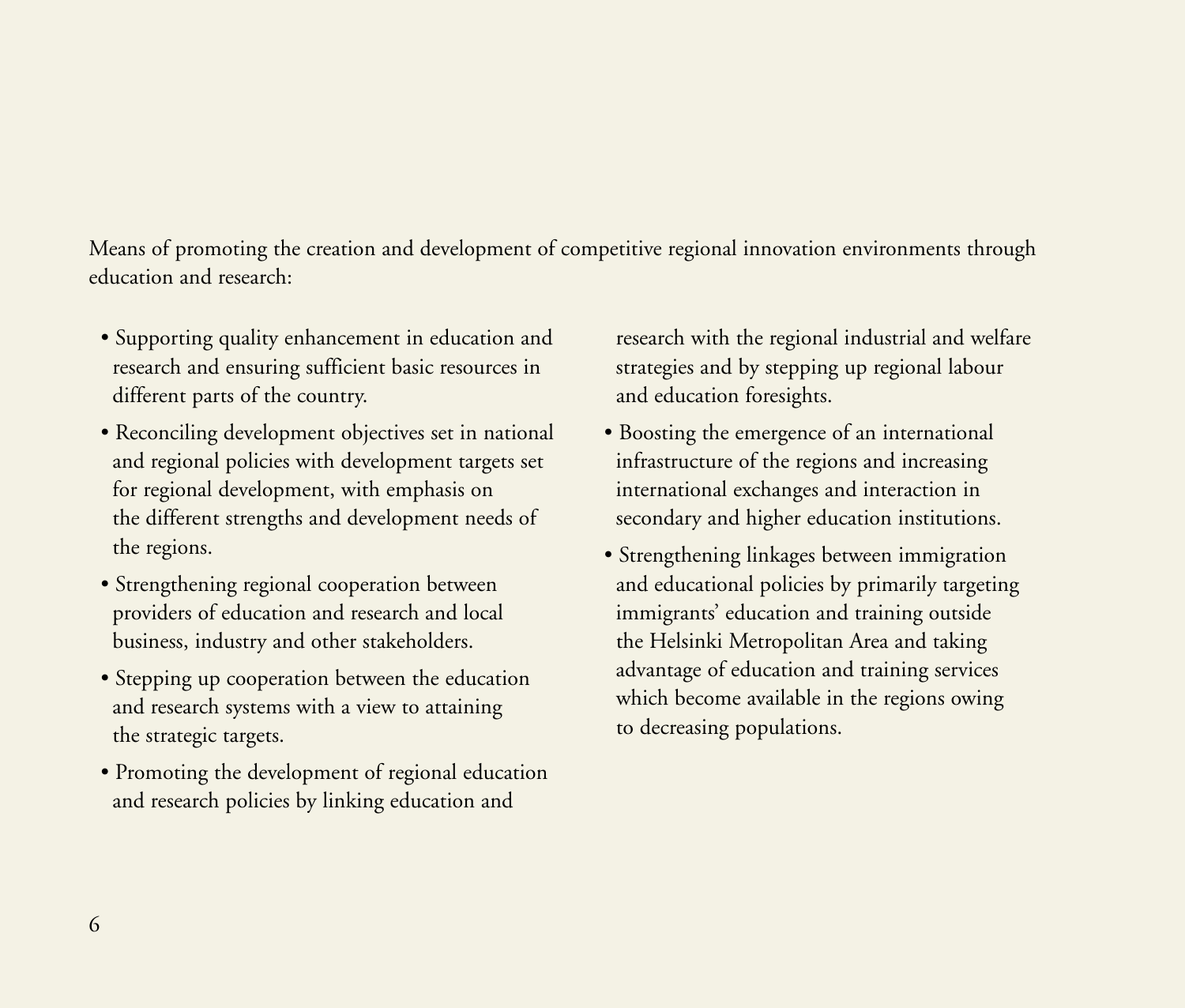Means of promoting the creation and development of competitive regional innovation environments through education and research:

- Supporting quality enhancement in education and research and ensuring sufficient basic resources in different parts of the country.
- Reconciling development objectives set in national and regional policies with development targets set for regional development, with emphasis on the different strengths and development needs of the regions.
- Strengthening regional cooperation between providers of education and research and local business, industry and other stakeholders.
- Stepping up cooperation between the education and research systems with a view to attaining the strategic targets.
- Promoting the development of regional education and research policies by linking education and research with the regional industrial and welfare strategies and by stepping up regional labour and education foresights.
- Boosting the emergence of an international infrastructure of the regions and increasing international exchanges and interaction in secondary and higher education institutions.
- Strengthening linkages between immigration and educational policies by primarily targeting immigrants' education and training outside the Helsinki Metropolitan Area and taking advantage of education and training services which become available in the regions owing to decreasing populations.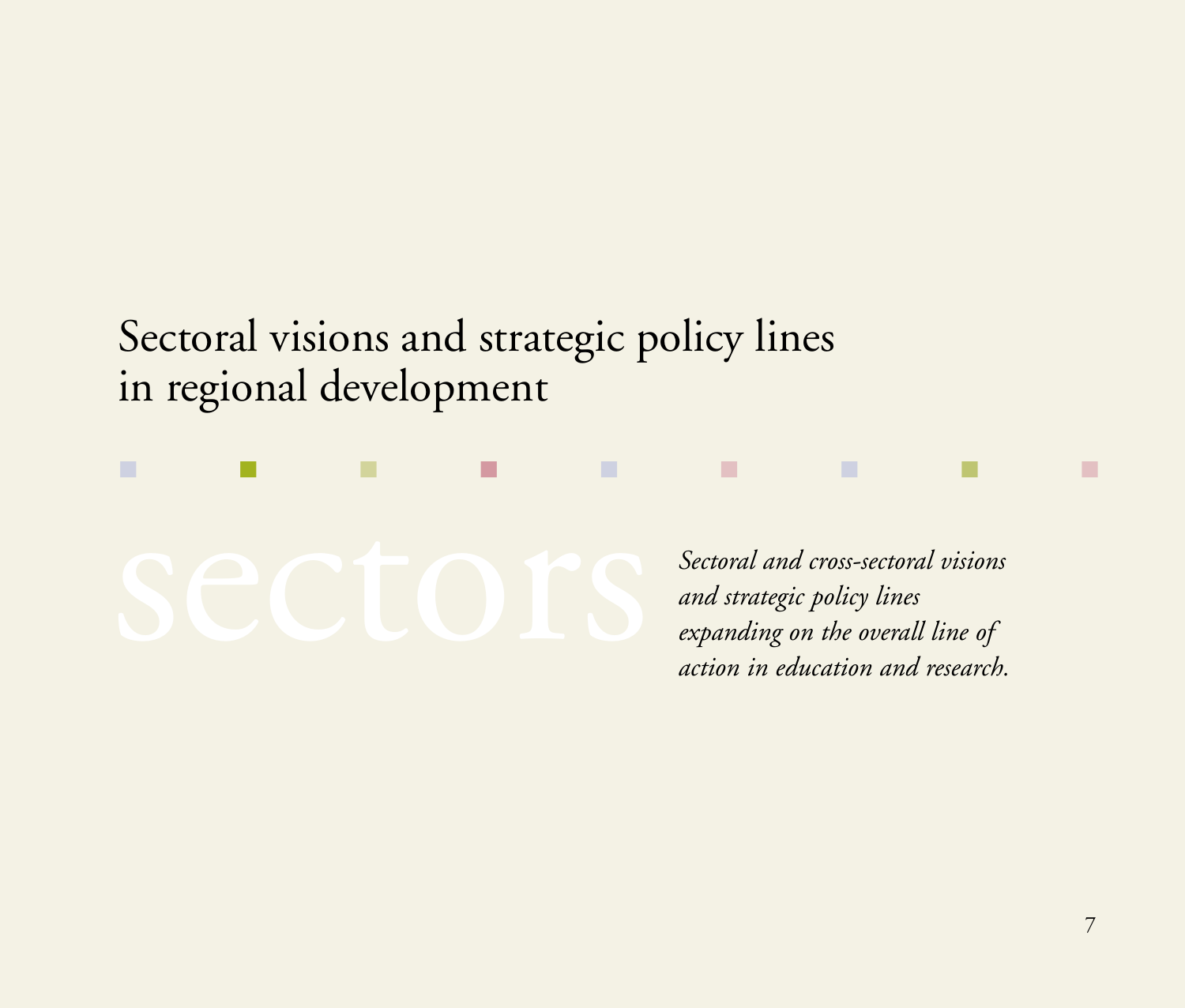# Sectoral visions and strategic policy lines in regional development

sectors

*Sectoral and cross-sectoral visions and strategic policy lines expanding on the overall line of action in education and research.*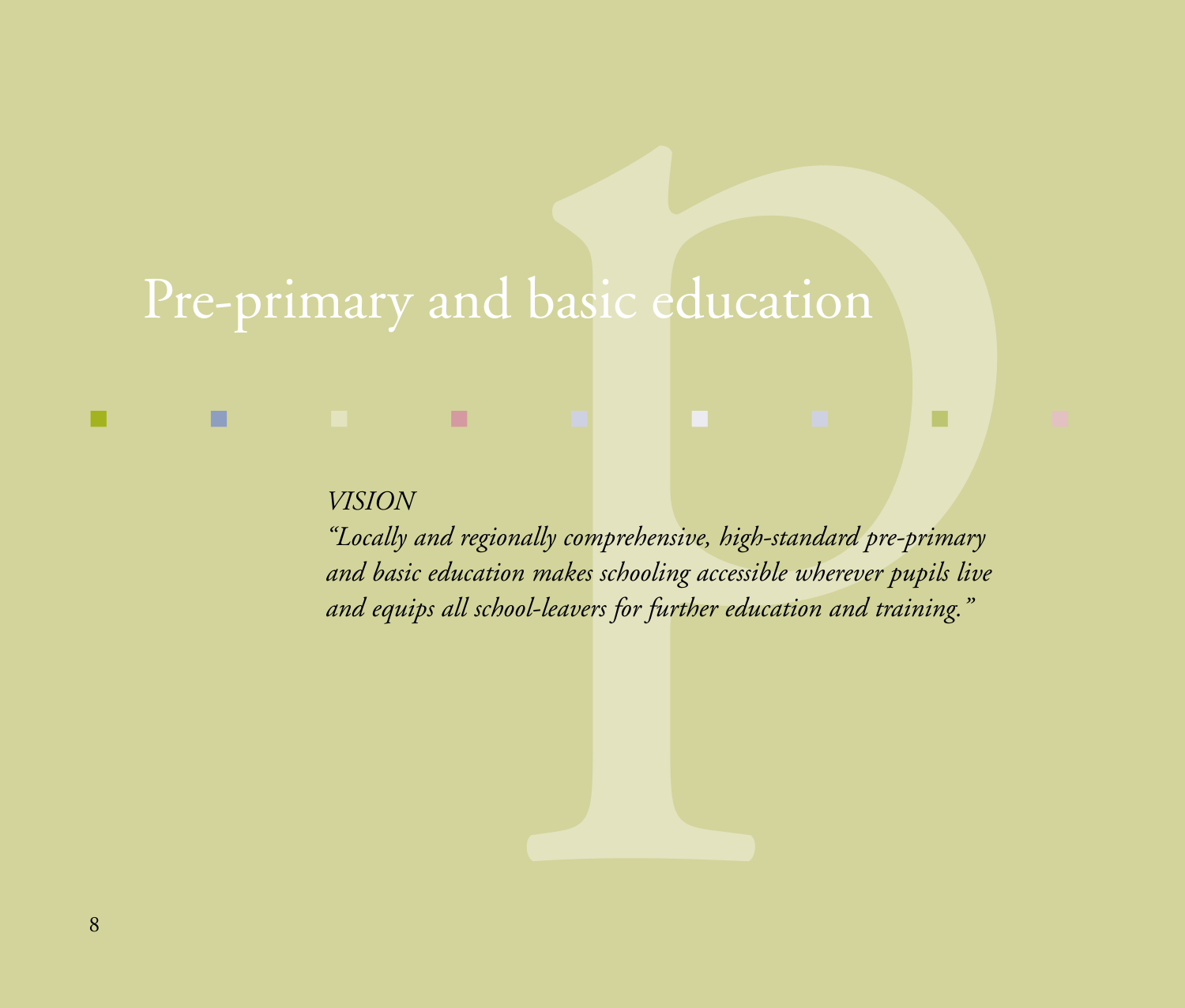# Pre-primary and basic education

*VISION*

*"Locally and regionally comprehensive, high-standard pre-primary and basic education makes schooling accessible wherever pupils live and equips all school-leavers for further education and training."*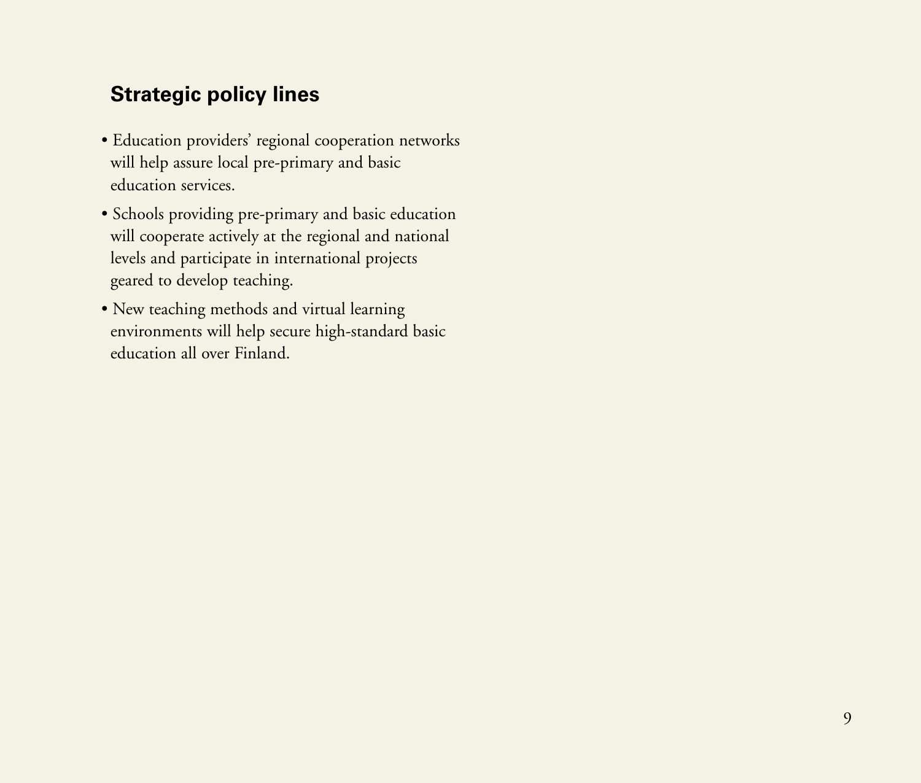## Strategic policy lines

- Education providers' regional cooperation networks will help assure local pre-primary and basic education services.
- Schools providing pre-primary and basic education will cooperate actively at the regional and national levels and participate in international projects geared to develop teaching.
- New teaching methods and virtual learning environments will help secure high-standard basic education all over Finland.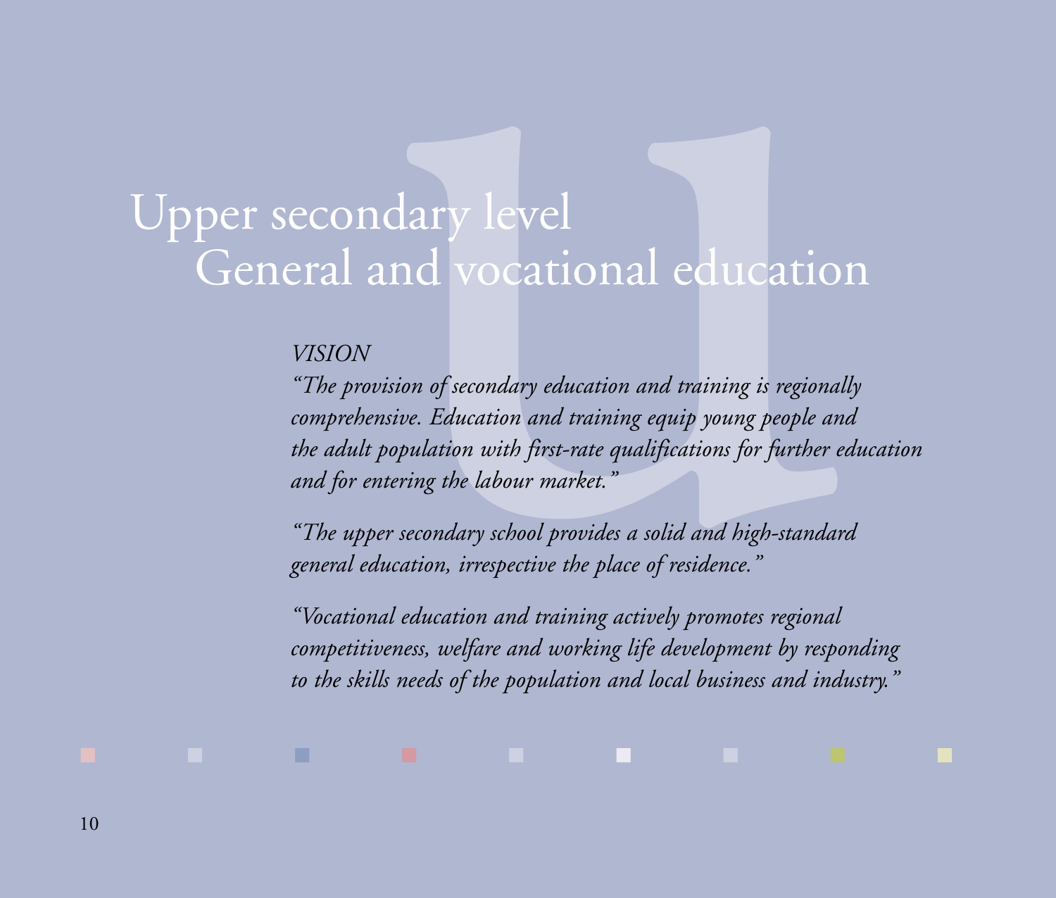# Upper secondary level
## General and vocational education

*VISION*

*"The provision of secondary education and training is regionally comprehensive. Education and training equip young people and the adult population with first-rate qualifications for further education and for entering the labour market."*

*"The upper secondary school provides a solid and high-standard general education, irrespective the place of residence."*

*"Vocational education and training actively promotes regional competitiveness, welfare and working life development by responding to the skills needs of the population and local business and industry."*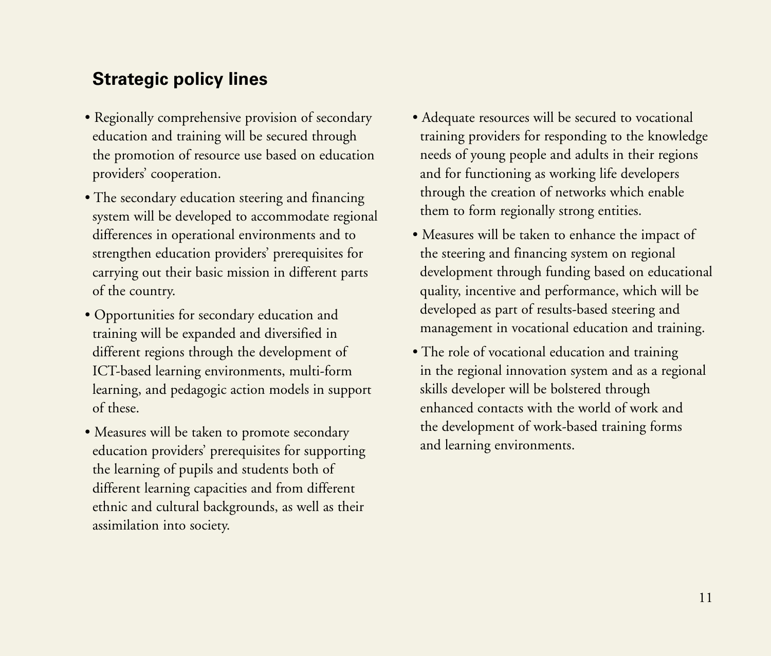## Strategic policy lines

- Regionally comprehensive provision of secondary education and training will be secured through the promotion of resource use based on education providers' cooperation.
- The secondary education steering and financing system will be developed to accommodate regional differences in operational environments and to strengthen education providers' prerequisites for carrying out their basic mission in different parts of the country.
- Opportunities for secondary education and training will be expanded and diversified in different regions through the development of ICT-based learning environments, multi-form learning, and pedagogic action models in support of these.
- Measures will be taken to promote secondary education providers' prerequisites for supporting the learning of pupils and students both of different learning capacities and from different ethnic and cultural backgrounds, as well as their assimilation into society.
- Adequate resources will be secured to vocational training providers for responding to the knowledge needs of young people and adults in their regions and for functioning as working life developers through the creation of networks which enable them to form regionally strong entities.
- Measures will be taken to enhance the impact of the steering and financing system on regional development through funding based on educational quality, incentive and performance, which will be developed as part of results-based steering and management in vocational education and training.
- The role of vocational education and training in the regional innovation system and as a regional skills developer will be bolstered through enhanced contacts with the world of work and the development of work-based training forms and learning environments.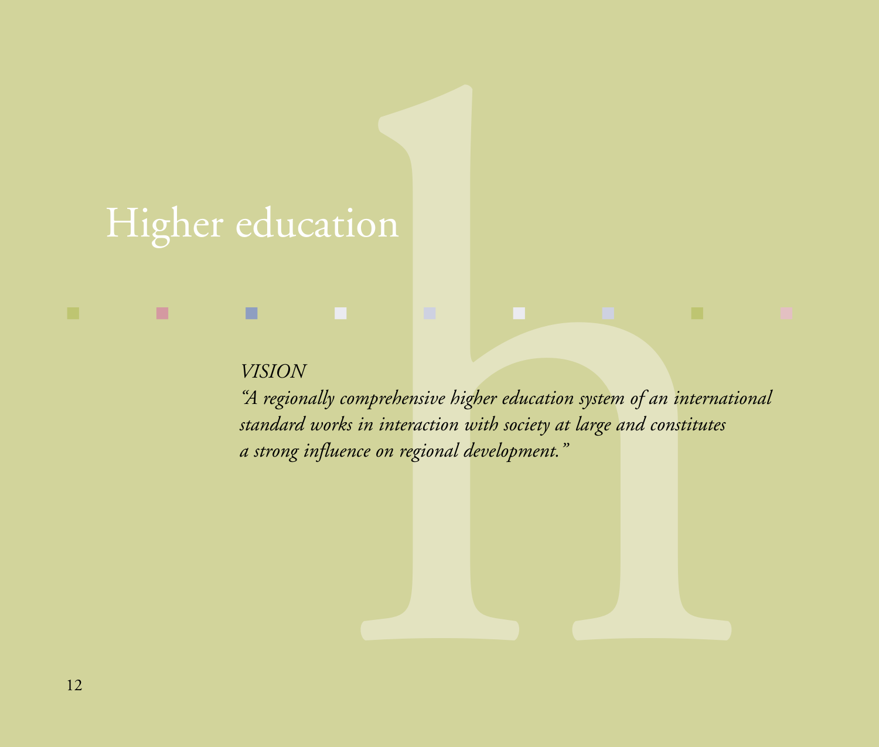# Higher education

*VISION*

*"A regionally comprehensive higher education system of an international standard works in interaction with society at large and constitutes a strong influence on regional development."*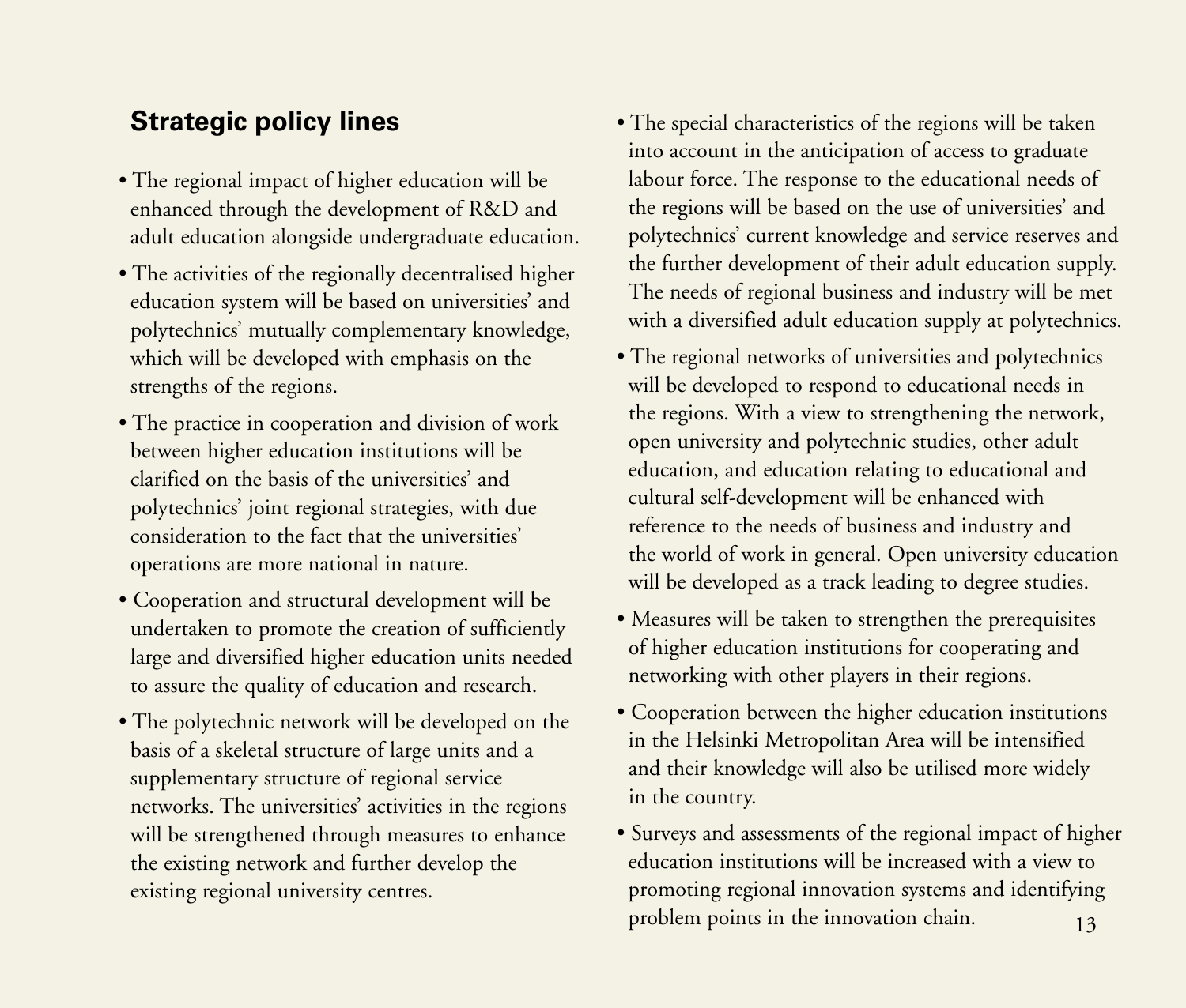## Strategic policy lines

- The regional impact of higher education will be enhanced through the development of R&D and adult education alongside undergraduate education.
- The activities of the regionally decentralised higher education system will be based on universities' and polytechnics' mutually complementary knowledge, which will be developed with emphasis on the strengths of the regions.
- The practice in cooperation and division of work between higher education institutions will be clarified on the basis of the universities' and polytechnics' joint regional strategies, with due consideration to the fact that the universities' operations are more national in nature.
- Cooperation and structural development will be undertaken to promote the creation of sufficiently large and diversified higher education units needed to assure the quality of education and research.
- The polytechnic network will be developed on the basis of a skeletal structure of large units and a supplementary structure of regional service networks. The universities' activities in the regions will be strengthened through measures to enhance the existing network and further develop the existing regional university centres.
- The special characteristics of the regions will be taken into account in the anticipation of access to graduate labour force. The response to the educational needs of the regions will be based on the use of universities' and polytechnics' current knowledge and service reserves and the further development of their adult education supply. The needs of regional business and industry will be met with a diversified adult education supply at polytechnics.
- The regional networks of universities and polytechnics will be developed to respond to educational needs in the regions. With a view to strengthening the network, open university and polytechnic studies, other adult education, and education relating to educational and cultural self-development will be enhanced with reference to the needs of business and industry and the world of work in general. Open university education will be developed as a track leading to degree studies.
- Measures will be taken to strengthen the prerequisites of higher education institutions for cooperating and networking with other players in their regions.
- Cooperation between the higher education institutions in the Helsinki Metropolitan Area will be intensified and their knowledge will also be utilised more widely in the country.
- Surveys and assessments of the regional impact of higher education institutions will be increased with a view to promoting regional innovation systems and identifying problem points in the innovation chain.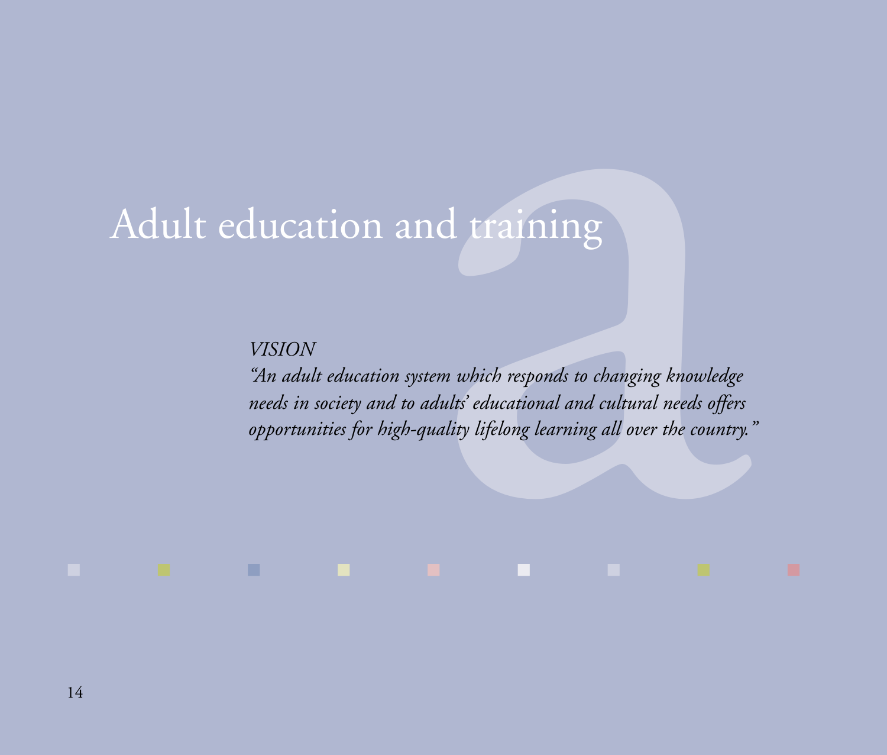# Adult education and training

*VISION*

*"An adult education system which responds to changing knowledge needs in society and to adults' educational and cultural needs offers opportunities for high-quality lifelong learning all over the country."*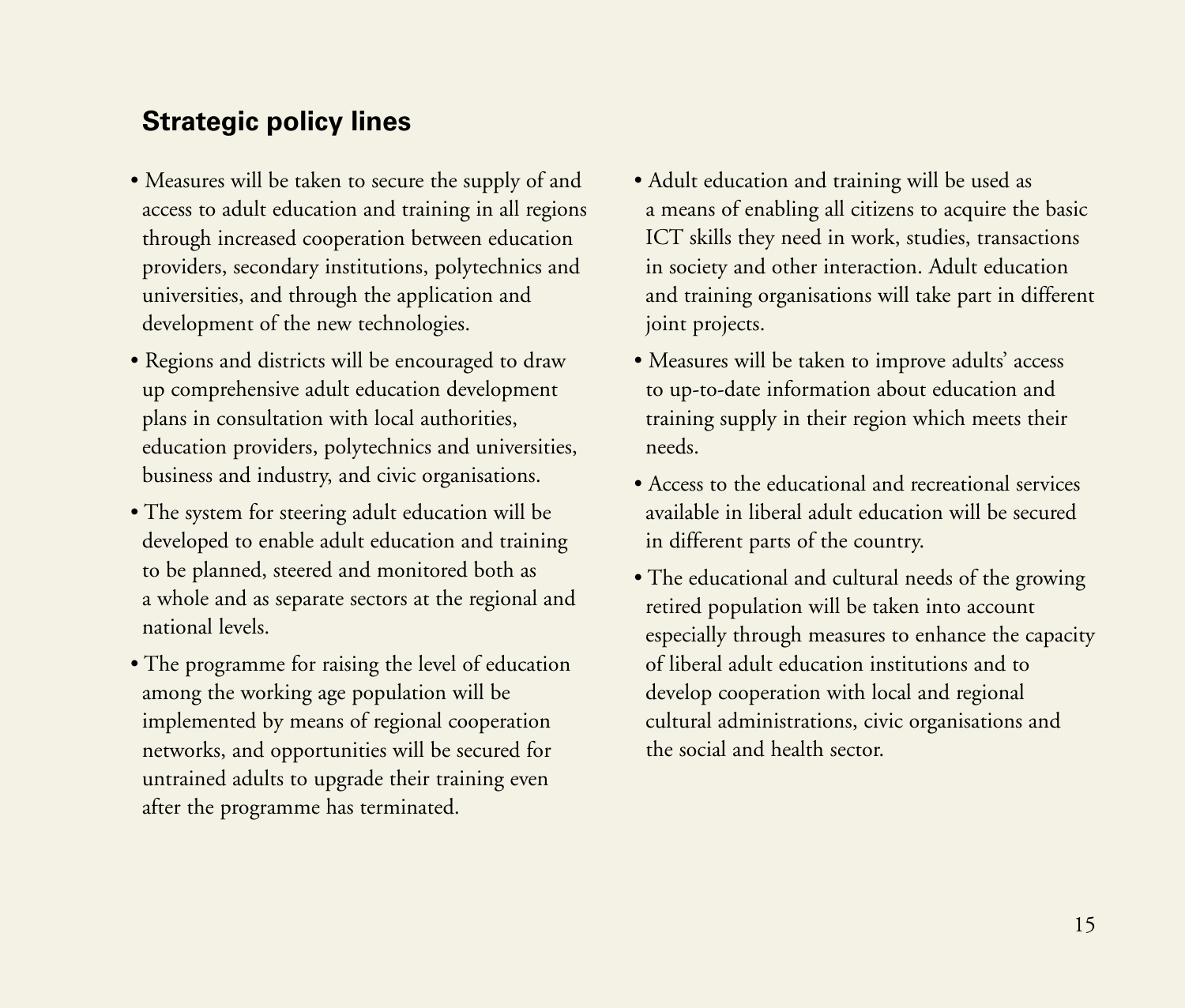## Strategic policy lines

- Measures will be taken to secure the supply of and access to adult education and training in all regions through increased cooperation between education providers, secondary institutions, polytechnics and universities, and through the application and development of the new technologies.
- Regions and districts will be encouraged to draw up comprehensive adult education development plans in consultation with local authorities, education providers, polytechnics and universities, business and industry, and civic organisations.
- The system for steering adult education will be developed to enable adult education and training to be planned, steered and monitored both as a whole and as separate sectors at the regional and national levels.
- The programme for raising the level of education among the working age population will be implemented by means of regional cooperation networks, and opportunities will be secured for untrained adults to upgrade their training even after the programme has terminated.
- Adult education and training will be used as a means of enabling all citizens to acquire the basic ICT skills they need in work, studies, transactions in society and other interaction. Adult education and training organisations will take part in different joint projects.
- Measures will be taken to improve adults' access to up-to-date information about education and training supply in their region which meets their needs.
- Access to the educational and recreational services available in liberal adult education will be secured in different parts of the country.
- The educational and cultural needs of the growing retired population will be taken into account especially through measures to enhance the capacity of liberal adult education institutions and to develop cooperation with local and regional cultural administrations, civic organisations and the social and health sector.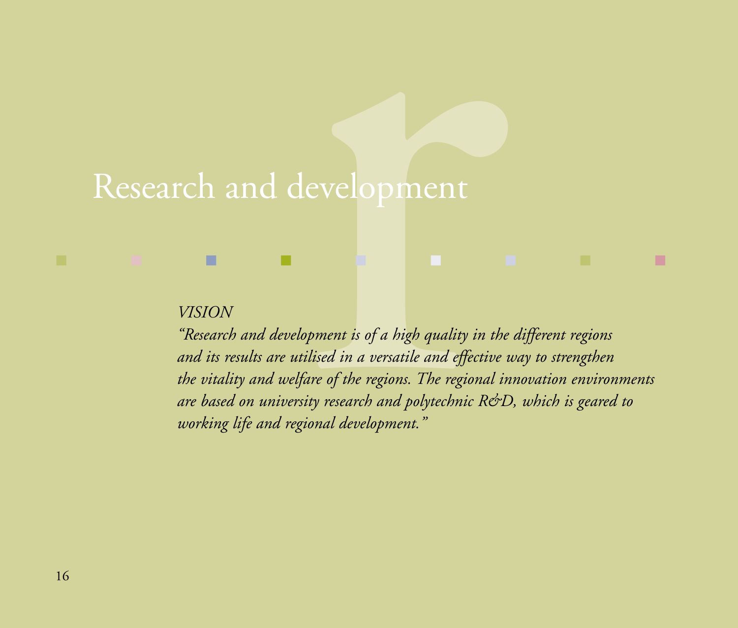# Research and development

*VISION*

*"Research and development is of a high quality in the different regions and its results are utilised in a versatile and effective way to strengthen the vitality and welfare of the regions. The regional innovation environments are based on university research and polytechnic R&D, which is geared to working life and regional development."*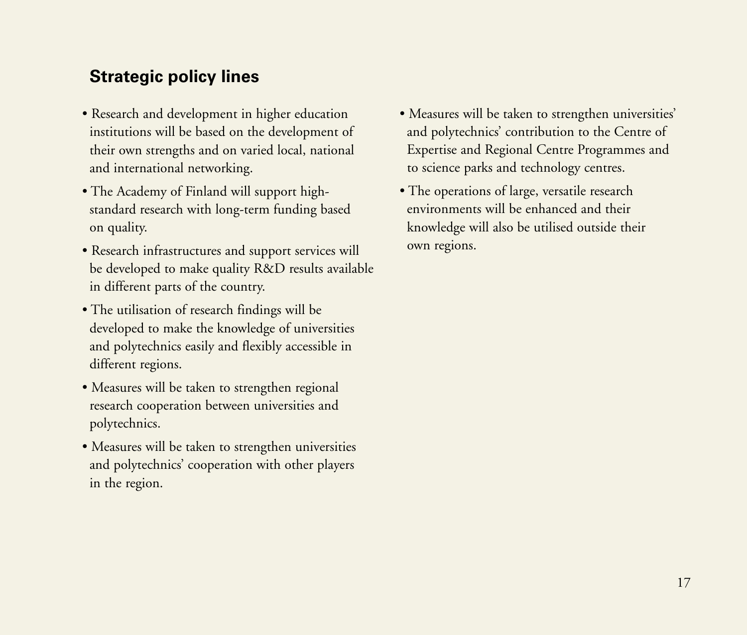## Strategic policy lines

- Research and development in higher education institutions will be based on the development of their own strengths and on varied local, national and international networking.
- The Academy of Finland will support high-standard research with long-term funding based on quality.
- Research infrastructures and support services will be developed to make quality R&D results available in different parts of the country.
- The utilisation of research findings will be developed to make the knowledge of universities and polytechnics easily and flexibly accessible in different regions.
- Measures will be taken to strengthen regional research cooperation between universities and polytechnics.
- Measures will be taken to strengthen universities and polytechnics' cooperation with other players in the region.
- Measures will be taken to strengthen universities' and polytechnics' contribution to the Centre of Expertise and Regional Centre Programmes and to science parks and technology centres.
- The operations of large, versatile research environments will be enhanced and their knowledge will also be utilised outside their own regions.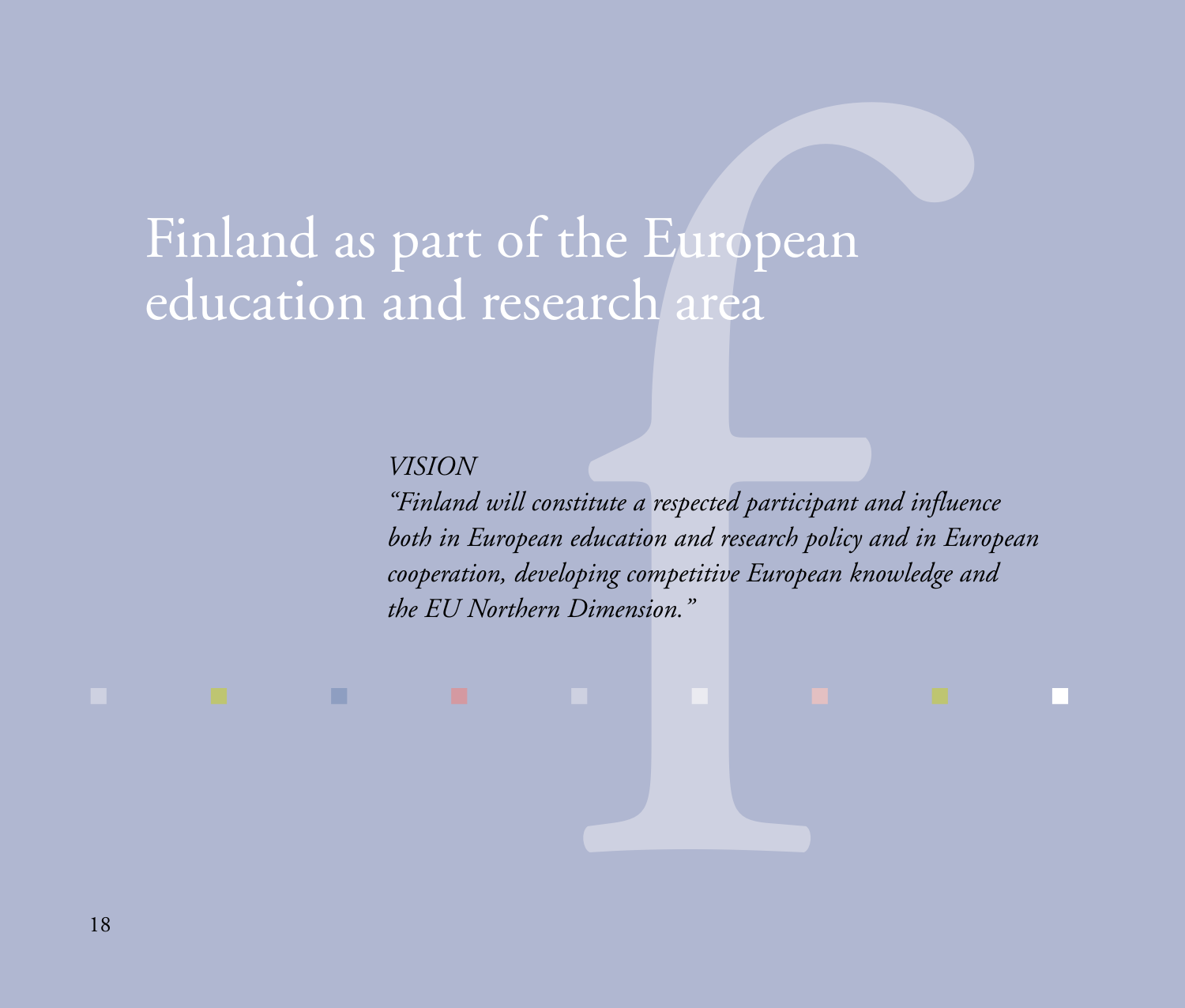# Finland as part of the European education and research area

*VISION*
*"Finland will constitute a respected participant and influence both in European education and research policy and in European cooperation, developing competitive European knowledge and the EU Northern Dimension."*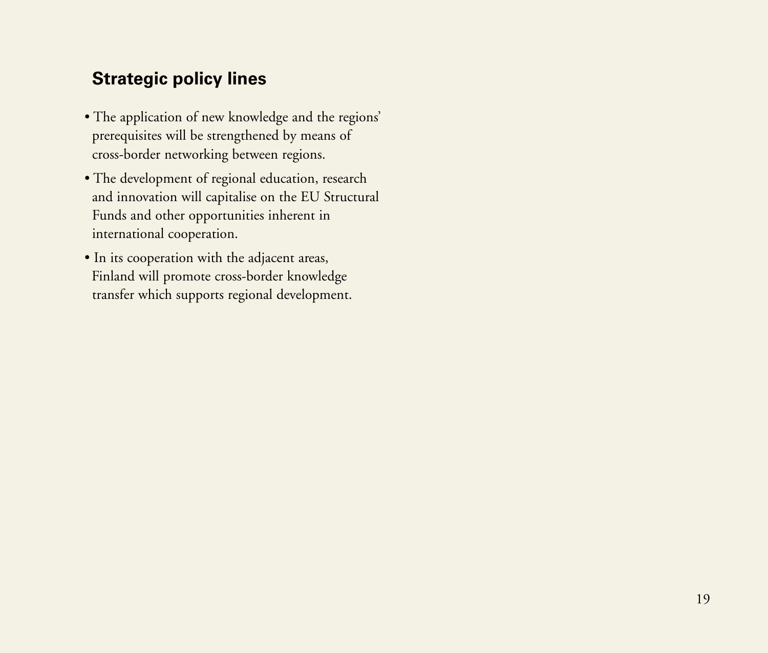## Strategic policy lines

- The application of new knowledge and the regions' prerequisites will be strengthened by means of cross-border networking between regions.
- The development of regional education, research and innovation will capitalise on the EU Structural Funds and other opportunities inherent in international cooperation.
- In its cooperation with the adjacent areas, Finland will promote cross-border knowledge transfer which supports regional development.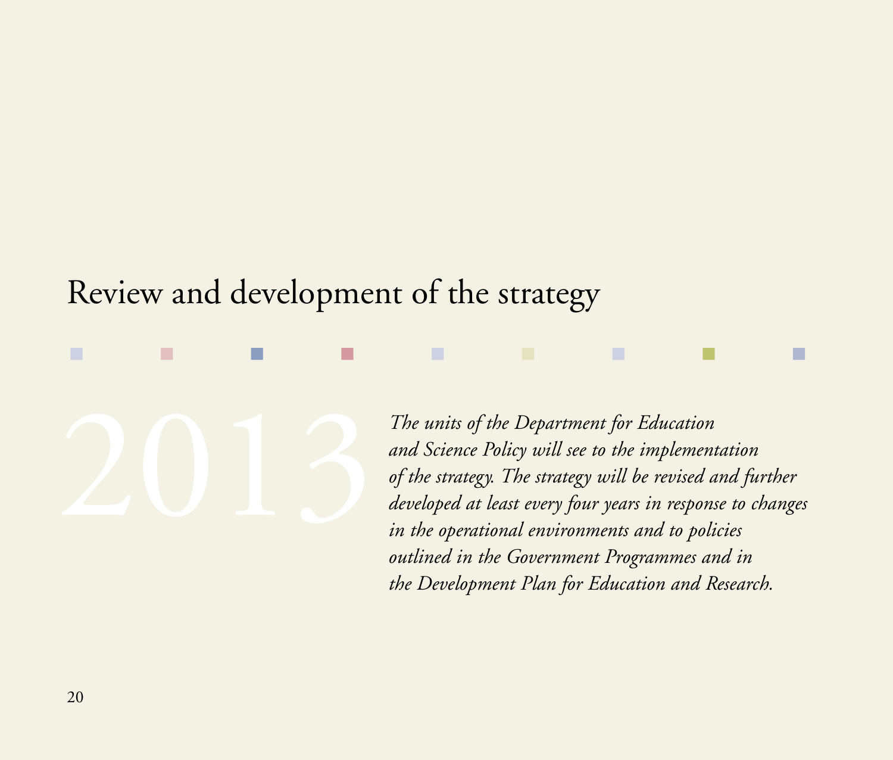# Review and development of the strategy

2013

*The units of the Department for Education and Science Policy will see to the implementation of the strategy. The strategy will be revised and further developed at least every four years in response to changes in the operational environments and to policies outlined in the Government Programmes and in the Development Plan for Education and Research.*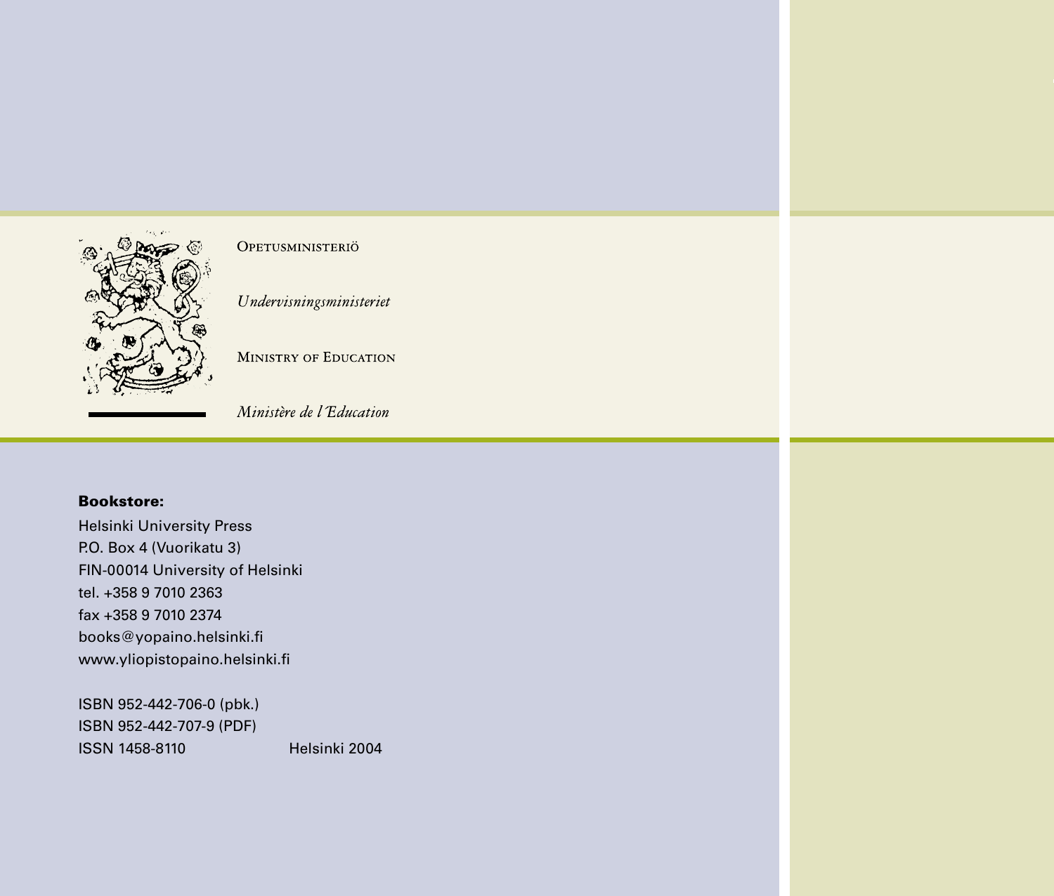OPETUSMINISTERIÖ

*Undervisningsministeriet*

MINISTRY OF EDUCATION

*Ministère de l'Education*

**Bookstore:**

Helsinki University Press
P.O. Box 4 (Vuorikatu 3)
FIN-00014 University of Helsinki
tel. +358 9 7010 2363
fax +358 9 7010 2374
books@yopaino.helsinki.fi
www.yliopistopaino.helsinki.fi

ISBN 952-442-706-0 (pbk.)
ISBN 952-442-707-9 (PDF)
ISSN 1458-8110 Helsinki 2004